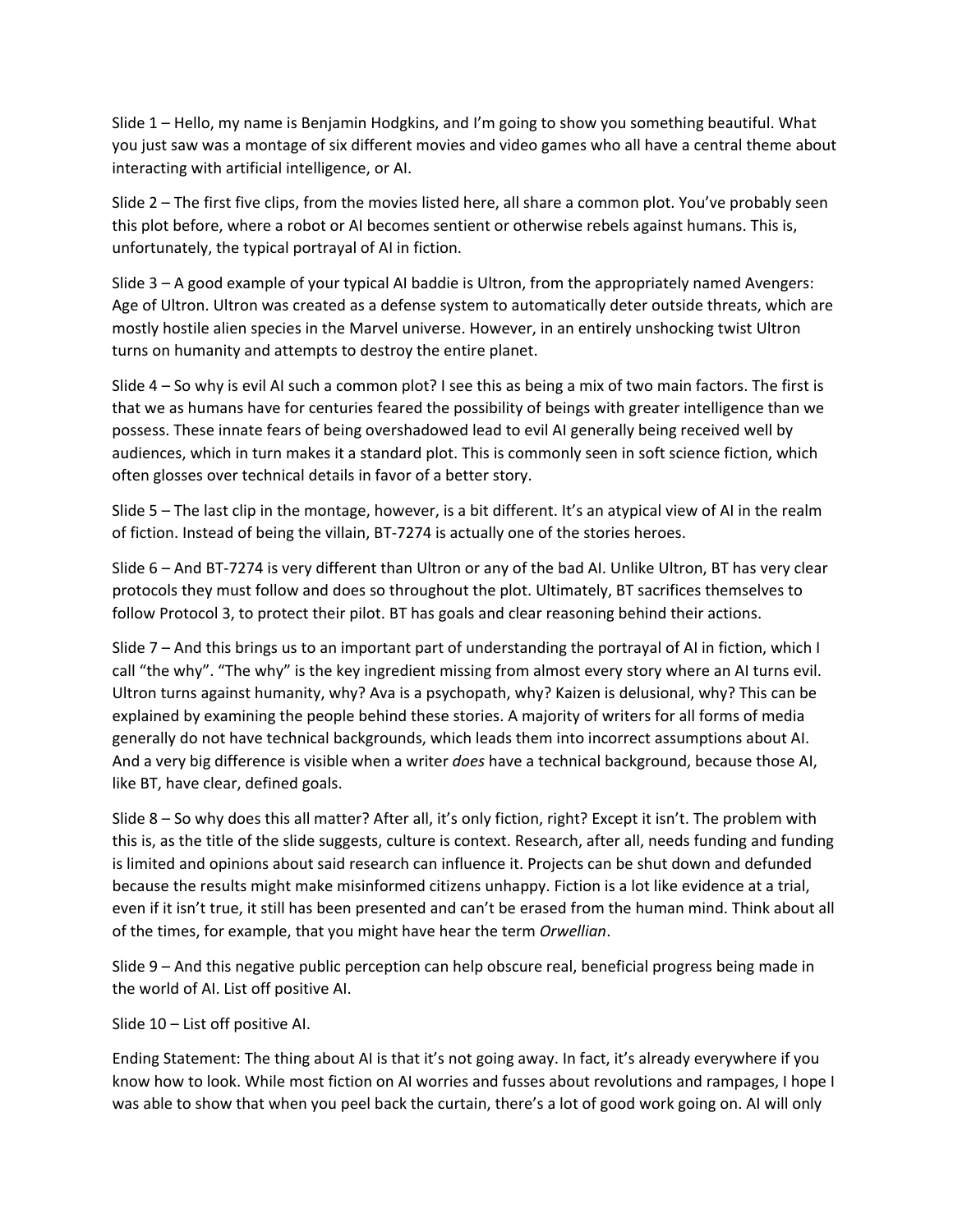Slide 1 – Hello, my name is Benjamin Hodgkins, and I'm going to show you something beautiful. What you just saw was a montage of six different movies and video games who all have a central theme about interacting with artificial intelligence, or AI.

Slide 2 – The first five clips, from the movies listed here, all share a common plot. You've probably seen this plot before, where a robot or AI becomes sentient or otherwise rebels against humans. This is, unfortunately, the typical portrayal of AI in fiction.

Slide 3 – A good example of your typical AI baddie is Ultron, from the appropriately named Avengers: Age of Ultron. Ultron was created as a defense system to automatically deter outside threats, which are mostly hostile alien species in the Marvel universe. However, in an entirely unshocking twist Ultron turns on humanity and attempts to destroy the entire planet.

Slide 4 – So why is evil AI such a common plot? I see this as being a mix of two main factors. The first is that we as humans have for centuries feared the possibility of beings with greater intelligence than we possess. These innate fears of being overshadowed lead to evil AI generally being received well by audiences, which in turn makes it a standard plot. This is commonly seen in soft science fiction, which often glosses over technical details in favor of a better story.

Slide 5 – The last clip in the montage, however, is a bit different. It's an atypical view of AI in the realm of fiction. Instead of being the villain, BT-7274 is actually one of the stories heroes.

Slide 6 – And BT-7274 is very different than Ultron or any of the bad AI. Unlike Ultron, BT has very clear protocols they must follow and does so throughout the plot. Ultimately, BT sacrifices themselves to follow Protocol 3, to protect their pilot. BT has goals and clear reasoning behind their actions.

Slide 7 – And this brings us to an important part of understanding the portrayal of AI in fiction, which I call "the why". "The why" is the key ingredient missing from almost every story where an AI turns evil. Ultron turns against humanity, why? Ava is a psychopath, why? Kaizen is delusional, why? This can be explained by examining the people behind these stories. A majority of writers for all forms of media generally do not have technical backgrounds, which leads them into incorrect assumptions about AI. And a very big difference is visible when a writer *does* have a technical background, because those AI, like BT, have clear, defined goals.

Slide 8 – So why does this all matter? After all, it's only fiction, right? Except it isn't. The problem with this is, as the title of the slide suggests, culture is context. Research, after all, needs funding and funding is limited and opinions about said research can influence it. Projects can be shut down and defunded because the results might make misinformed citizens unhappy. Fiction is a lot like evidence at a trial, even if it isn't true, it still has been presented and can't be erased from the human mind. Think about all of the times, for example, that you might have hear the term *Orwellian*.

Slide 9 – And this negative public perception can help obscure real, beneficial progress being made in the world of AI. List off positive AI.

Slide 10 – List off positive AI.

Ending Statement: The thing about AI is that it's not going away. In fact, it's already everywhere if you know how to look. While most fiction on AI worries and fusses about revolutions and rampages, I hope I was able to show that when you peel back the curtain, there's a lot of good work going on. AI will only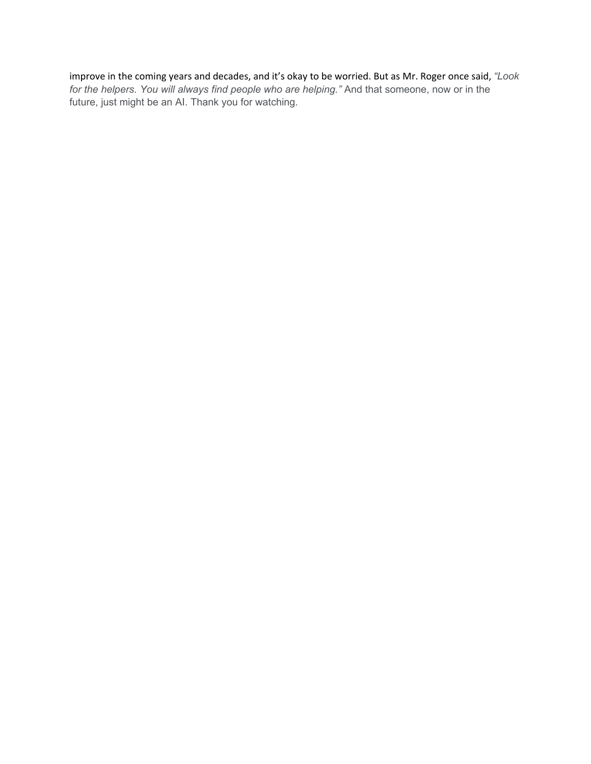improve in the coming years and decades, and it's okay to be worried. But as Mr. Roger once said, *"Look for the helpers. You will always find people who are helping."* And that someone, now or in the future, just might be an AI. Thank you for watching.